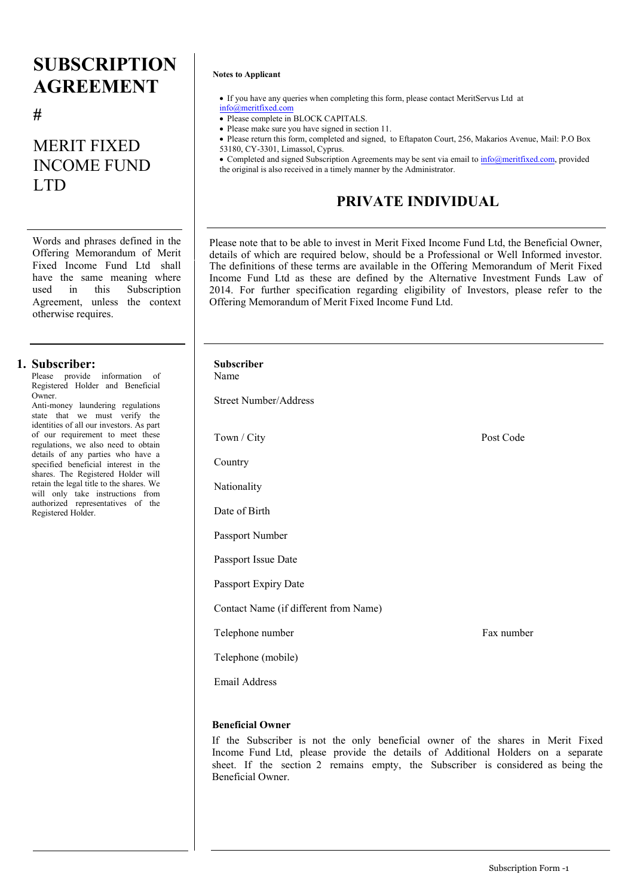# SUBSCRIPTION AGREEMENT

#

# MERIT FIXED INCOME FUND LTD

**Notes to Applicant**

- If you have any queries when completing this form, please contact MeritServus Ltd at info@meritfixed.com
- Please complete in BLOCK CAPITALS.
- Please make sure you have signed in section 11.
- Please return this form, completed and signed, to Eftapaton Court, 256, Makarios Avenue, Mail: P.O Box 53180, CY-3301, Limassol, Cyprus.
- Completed and signed Subscription Agreements may be sent via email to info@meritfixed.com, provided the original is also received in a timely manner by the Administrator.

## PRIVATE INDIVIDUAL

Words and phrases defined in the Offering Memorandum of Merit Fixed Income Fund Ltd shall have the same meaning where used in this Subscription Agreement, unless the context otherwise requires.

Please note that to be able to invest in Merit Fixed Income Fund Ltd, the Beneficial Owner, details of which are required below, should be a Professional or Well Informed investor. The definitions of these terms are available in the Offering Memorandum of Merit Fixed Income Fund Ltd as these are defined by the Alternative Investment Funds Law of 2014. For further specification regarding eligibility of Investors, please refer to the Offering Memorandum of Merit Fixed Income Fund Ltd.

## 1. Subscriber:

Please provide information of Registered Holder and Beneficial Owner.

Anti-money laundering regulations state that we must verify the identities of all our investors. As part of our requirement to meet these regulations, we also need to obtain details of any parties who have a specified beneficial interest in the shares. The Registered Holder will retain the legal title to the shares. We will only take instructions from authorized representatives of the Registered Holder.

**Subscriber**

Name

Street Number/Address

Town / City | Post Code

Country

Nationality

Date of Birth

Passport Number

Passport Issue Date

Passport Expiry Date

Contact Name (if different from Name)

Telephone number | Fax number

Telephone (mobile)

Email Address

**Beneficial Owner**

If the Subscriber is not the only beneficial owner of the shares in Merit Fixed Income Fund Ltd, please provide the details of Additional Holders on a separate sheet. If the section 2 remains empty, the Subscriber is considered as being the Beneficial Owner.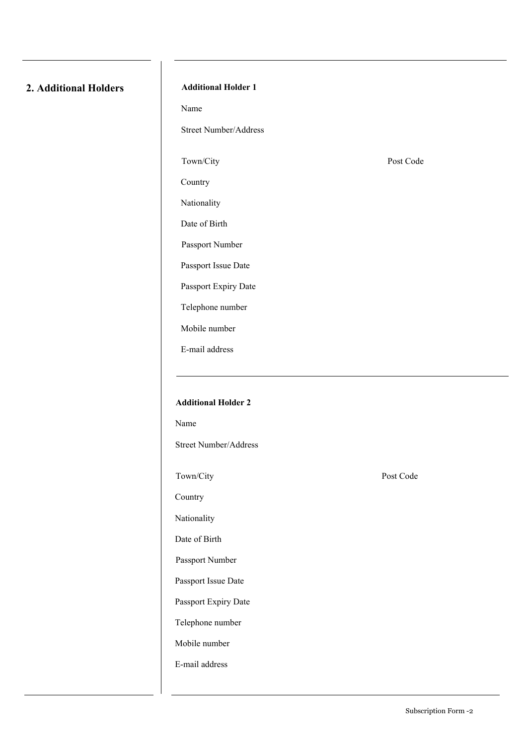## 2. Additional Holders

**Additional Holder 1**

Name

Street Number/Address

Town/City

Post Code

Country

Nationality

Date of Birth

Passport Number

Passport Issue Date

Passport Expiry Date

Telephone number

Mobile number

E-mail address

---

**Additional Holder 2**

Name

Street Number/Address

Town/City

Post Code

Country

Nationality

Date of Birth

Passport Number

Passport Issue Date

Passport Expiry Date

Telephone number

Mobile number

E-mail address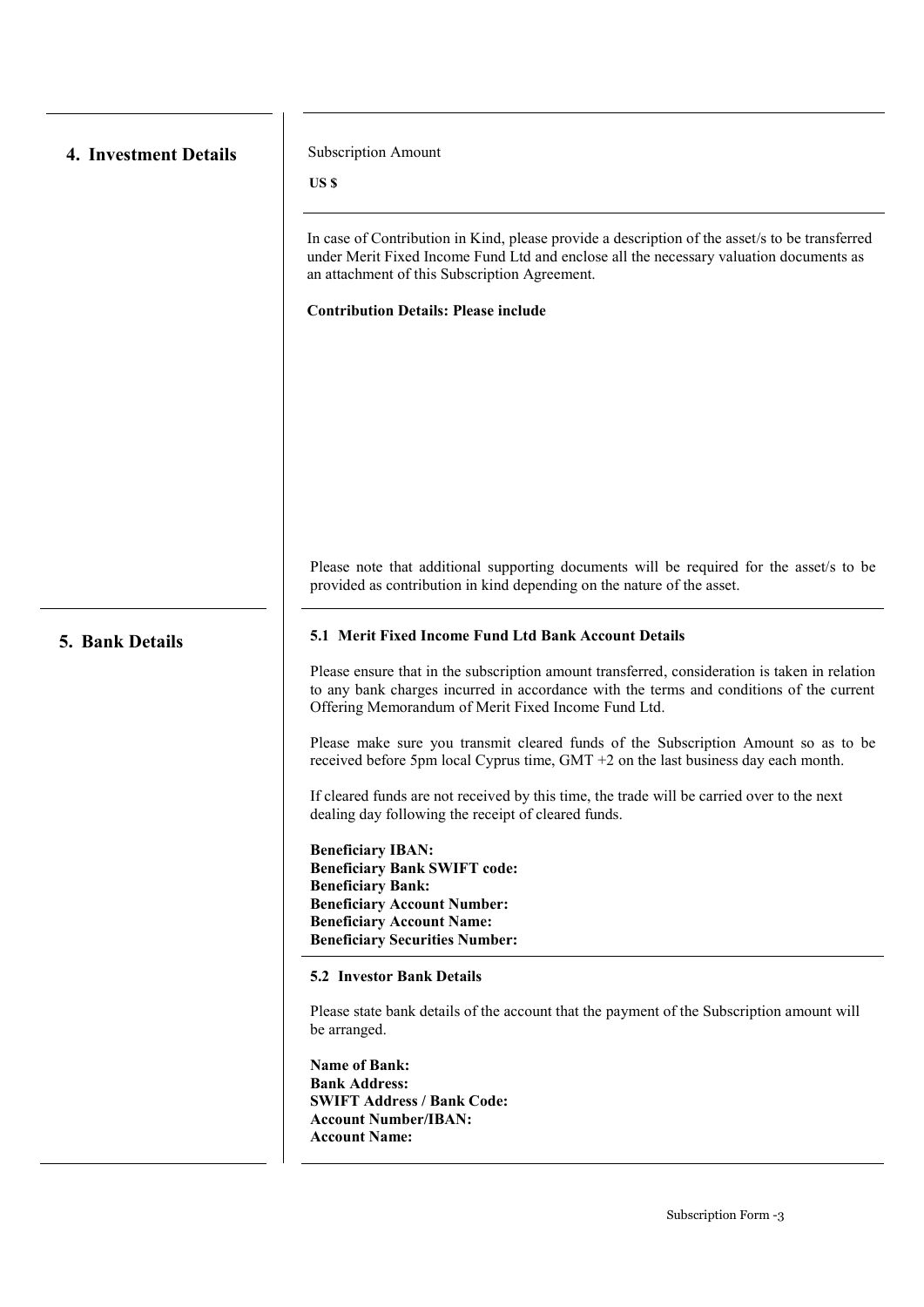## 4. Investment Details

Subscription Amount

**US $**

In case of Contribution in Kind, please provide a description of the asset/s to be transferred under Merit Fixed Income Fund Ltd and enclose all the necessary valuation documents as an attachment of this Subscription Agreement.

**Contribution Details: Please include**

Please note that additional supporting documents will be required for the asset/s to be provided as contribution in kind depending on the nature of the asset.

## 5. Bank Details

### 5.1 Merit Fixed Income Fund Ltd Bank Account Details

Please ensure that in the subscription amount transferred, consideration is taken in relation to any bank charges incurred in accordance with the terms and conditions of the current Offering Memorandum of Merit Fixed Income Fund Ltd.

Please make sure you transmit cleared funds of the Subscription Amount so as to be received before 5pm local Cyprus time, GMT +2 on the last business day each month.

If cleared funds are not received by this time, the trade will be carried over to the next dealing day following the receipt of cleared funds.

**Beneficiary IBAN:**
**Beneficiary Bank SWIFT code:**
**Beneficiary Bank:**
**Beneficiary Account Number:**
**Beneficiary Account Name:**
**Beneficiary Securities Number:**

### 5.2 Investor Bank Details

Please state bank details of the account that the payment of the Subscription amount will be arranged.

**Name of Bank:**
**Bank Address:**
**SWIFT Address / Bank Code:**
**Account Number/IBAN:**
**Account Name:**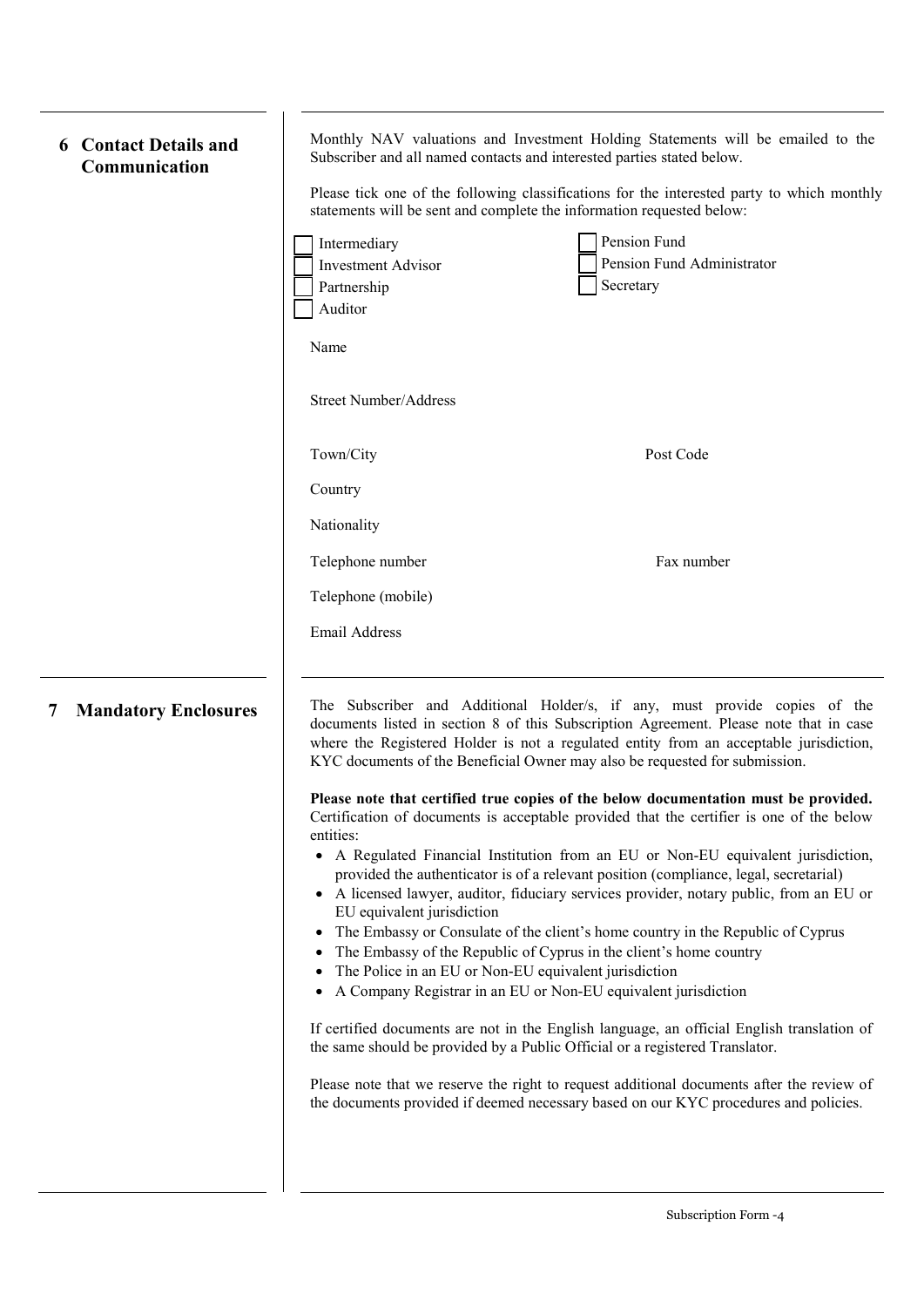## 6 Contact Details and Communication

Monthly NAV valuations and Investment Holding Statements will be emailed to the Subscriber and all named contacts and interested parties stated below.

Please tick one of the following classifications for the interested party to which monthly statements will be sent and complete the information requested below:

- ☐ Intermediary
- ☐ Investment Advisor
- ☐ Partnership
- ☐ Auditor
- ☐ Pension Fund
- ☐ Pension Fund Administrator
- ☐ Secretary

Name

Street Number/Address

Town/City Post Code

Country

Nationality

Telephone number Fax number

Telephone (mobile)

Email Address

## 7 Mandatory Enclosures

The Subscriber and Additional Holder/s, if any, must provide copies of the documents listed in section 8 of this Subscription Agreement. Please note that in case where the Registered Holder is not a regulated entity from an acceptable jurisdiction, KYC documents of the Beneficial Owner may also be requested for submission.

**Please note that certified true copies of the below documentation must be provided.** Certification of documents is acceptable provided that the certifier is one of the below entities:

- A Regulated Financial Institution from an EU or Non-EU equivalent jurisdiction, provided the authenticator is of a relevant position (compliance, legal, secretarial)
- A licensed lawyer, auditor, fiduciary services provider, notary public, from an EU or EU equivalent jurisdiction
- The Embassy or Consulate of the client's home country in the Republic of Cyprus
- The Embassy of the Republic of Cyprus in the client's home country
- The Police in an EU or Non-EU equivalent jurisdiction
- A Company Registrar in an EU or Non-EU equivalent jurisdiction

If certified documents are not in the English language, an official English translation of the same should be provided by a Public Official or a registered Translator.

Please note that we reserve the right to request additional documents after the review of the documents provided if deemed necessary based on our KYC procedures and policies.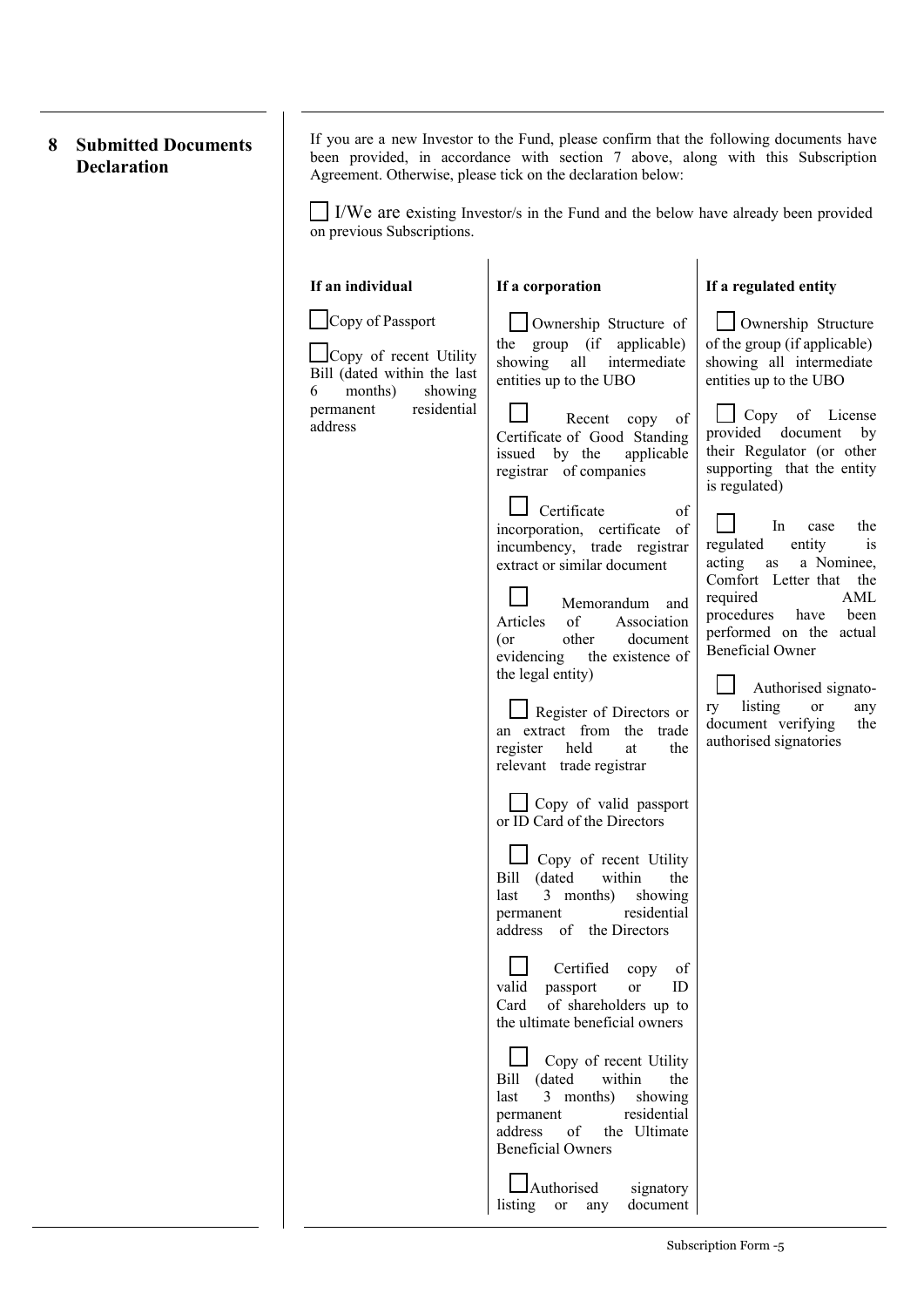## 8 Submitted Documents Declaration

If you are a new Investor to the Fund, please confirm that the following documents have been provided, in accordance with section 7 above, along with this Subscription Agreement. Otherwise, please tick on the declaration below:

☐ I/We are existing Investor/s in the Fund and the below have already been provided on previous Subscriptions.

**If an individual**

☐ Copy of Passport

☐ Copy of recent Utility Bill (dated within the last 6 months) showing permanent residential address

**If a corporation**

☐ Ownership Structure of the group (if applicable) showing all intermediate entities up to the UBO

☐ Recent copy of Certificate of Good Standing issued by the applicable registrar of companies

☐ Certificate of incorporation, certificate of incumbency, trade registrar extract or similar document

☐ Memorandum and Articles of Association (or other document evidencing the existence of the legal entity)

☐ Register of Directors or an extract from the trade register held at the relevant trade registrar

☐ Copy of valid passport or ID Card of the Directors

☐ Copy of recent Utility Bill (dated within the last 3 months) showing permanent residential address of the Directors

☐ Certified copy of valid passport or ID Card of shareholders up to the ultimate beneficial owners

☐ Copy of recent Utility Bill (dated within the last 3 months) showing permanent residential address of the Ultimate Beneficial Owners

☐ Authorised signatory listing or any document

**If a regulated entity**

☐ Ownership Structure of the group (if applicable) showing all intermediate entities up to the UBO

☐ Copy of License provided document by their Regulator (or other supporting that the entity is regulated)

☐ In case the regulated entity is acting as a Nominee, Comfort Letter that the required AML procedures have been performed on the actual Beneficial Owner

☐ Authorised signatory listing or any document verifying the authorised signatories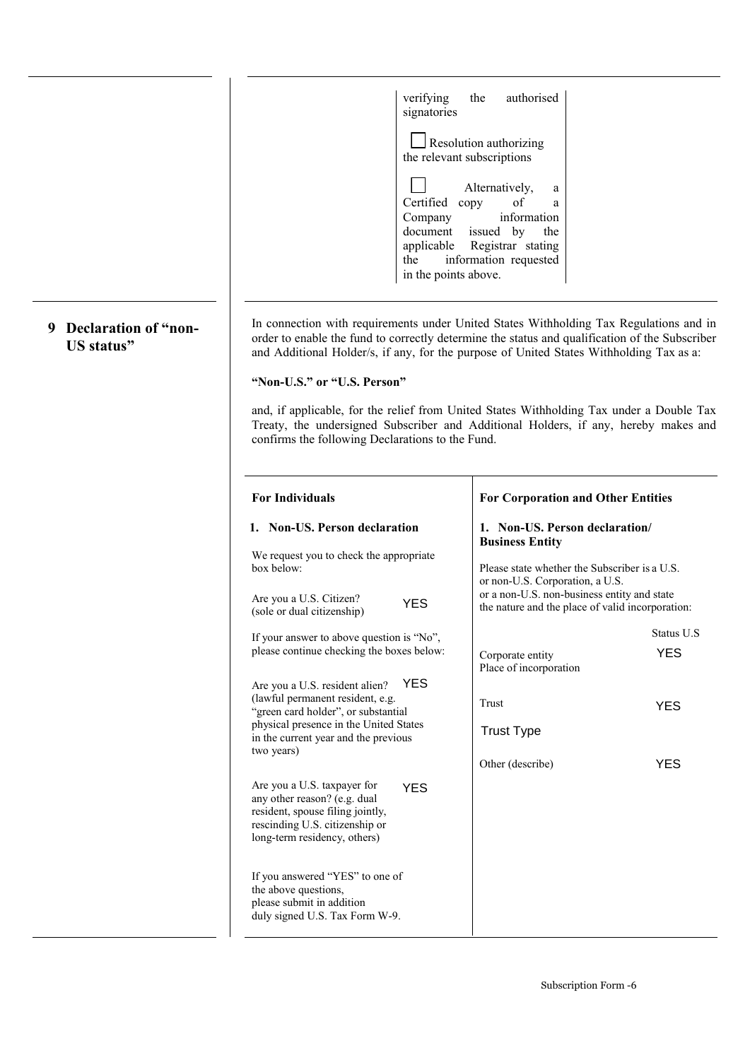verifying the authorised signatories

☐ Resolution authorizing the relevant subscriptions

☐ Alternatively, a Certified copy of a Company information document issued by the applicable Registrar stating the information requested in the points above.

## 9 Declaration of "non-US status"

In connection with requirements under United States Withholding Tax Regulations and in order to enable the fund to correctly determine the status and qualification of the Subscriber and Additional Holder/s, if any, for the purpose of United States Withholding Tax as a:

**"Non-U.S." or "U.S. Person"**

and, if applicable, for the relief from United States Withholding Tax under a Double Tax Treaty, the undersigned Subscriber and Additional Holders, if any, hereby makes and confirms the following Declarations to the Fund.

### For Individuals

**1. Non-US. Person declaration**

We request you to check the appropriate box below:

Are you a U.S. Citizen? (sole or dual citizenship) YES

If your answer to above question is "No", please continue checking the boxes below:

Are you a U.S. resident alien? (lawful permanent resident, e.g. "green card holder", or substantial physical presence in the United States in the current year and the previous two years) YES

Are you a U.S. taxpayer for any other reason? (e.g. dual resident, spouse filing jointly, rescinding U.S. citizenship or long-term residency, others) YES

If you answered "YES" to one of the above questions, please submit in addition duly signed U.S. Tax Form W-9.

### For Corporation and Other Entities

**1. Non-US. Person declaration/ Business Entity**

Please state whether the Subscriber is a U.S. or non-U.S. Corporation, a U.S. or a non-U.S. non-business entity and state the nature and the place of valid incorporation:

| | Status U.S |
|---|---|
| Corporate entity<br>Place of incorporation | YES |
| Trust<br>Trust Type | YES |
| Other (describe) | YES |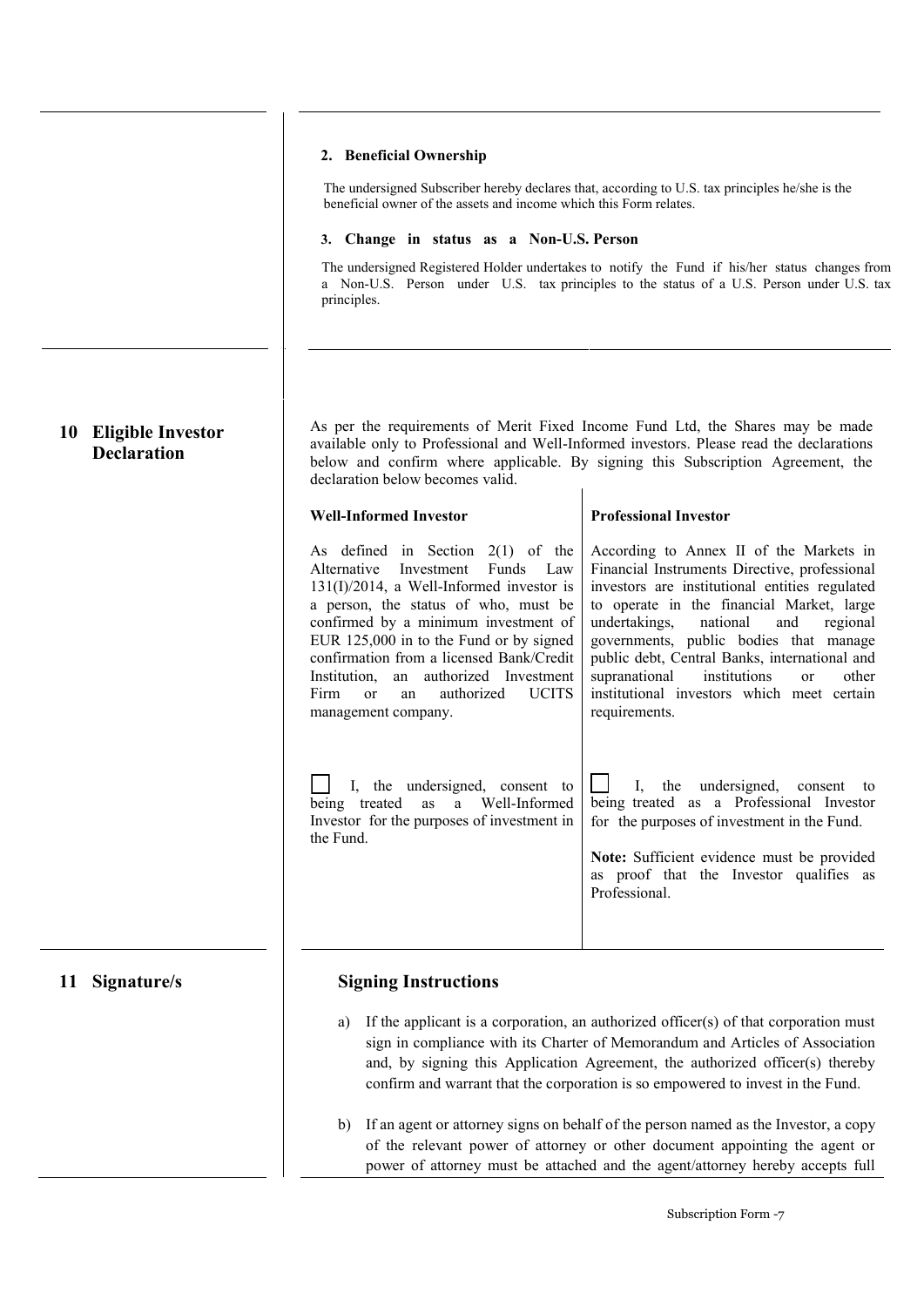**2. Beneficial Ownership**

The undersigned Subscriber hereby declares that, according to U.S. tax principles he/she is the beneficial owner of the assets and income which this Form relates.

**3. Change in status as a Non-U.S. Person**

The undersigned Registered Holder undertakes to notify the Fund if his/her status changes from a Non-U.S. Person under U.S. tax principles to the status of a U.S. Person under U.S. tax principles.

## 10 Eligible Investor Declaration

As per the requirements of Merit Fixed Income Fund Ltd, the Shares may be made available only to Professional and Well-Informed investors. Please read the declarations below and confirm where applicable. By signing this Subscription Agreement, the declaration below becomes valid.

**Well-Informed Investor**

As defined in Section 2(1) of the Alternative Investment Funds Law 131(I)/2014, a Well-Informed investor is a person, the status of who, must be confirmed by a minimum investment of EUR 125,000 in to the Fund or by signed confirmation from a licensed Bank/Credit Institution, an authorized Investment Firm or an authorized UCITS management company.

☐ I, the undersigned, consent to being treated as a Well-Informed Investor for the purposes of investment in the Fund.

**Professional Investor**

According to Annex II of the Markets in Financial Instruments Directive, professional investors are institutional entities regulated to operate in the financial Market, large undertakings, national and regional governments, public bodies that manage public debt, Central Banks, international and supranational institutions or other institutional investors which meet certain requirements.

☐ I, the undersigned, consent to being treated as a Professional Investor for the purposes of investment in the Fund.

**Note:** Sufficient evidence must be provided as proof that the Investor qualifies as Professional.

## 11 Signature/s

### Signing Instructions

a) If the applicant is a corporation, an authorized officer(s) of that corporation must sign in compliance with its Charter of Memorandum and Articles of Association and, by signing this Application Agreement, the authorized officer(s) thereby confirm and warrant that the corporation is so empowered to invest in the Fund.

b) If an agent or attorney signs on behalf of the person named as the Investor, a copy of the relevant power of attorney or other document appointing the agent or power of attorney must be attached and the agent/attorney hereby accepts full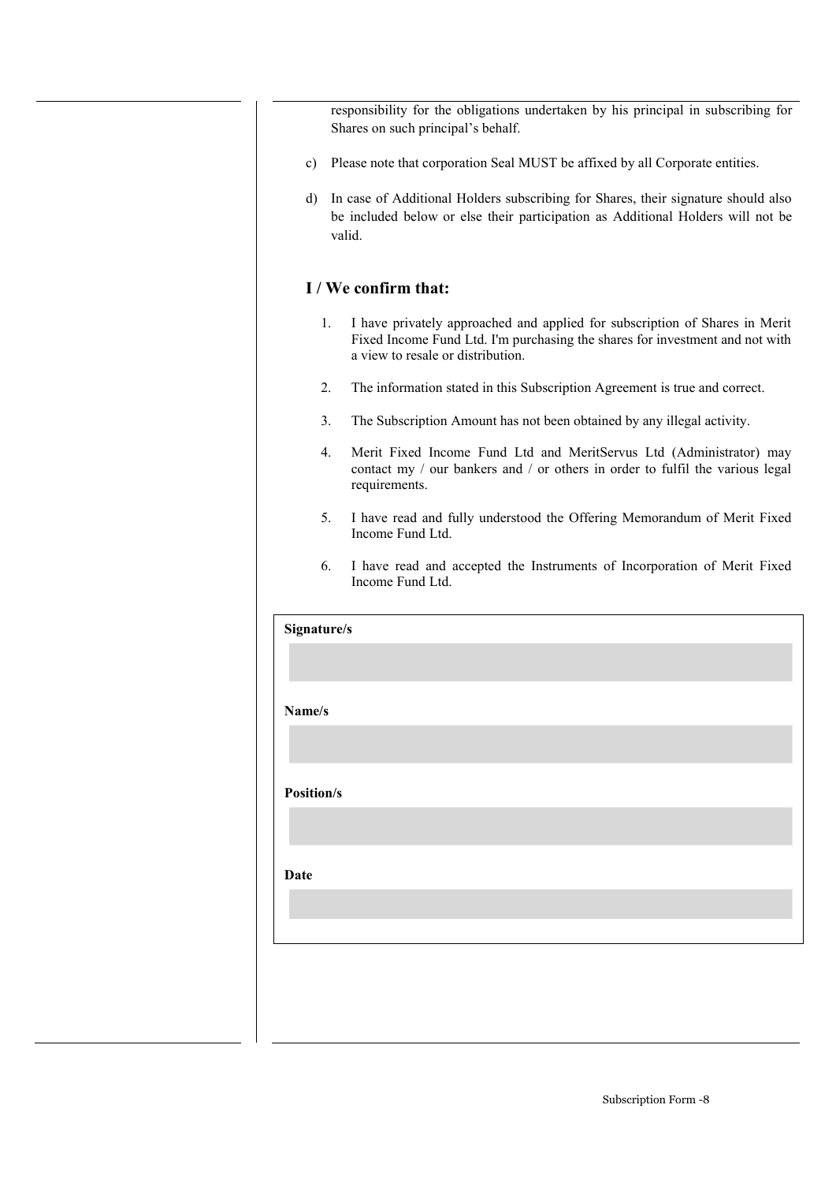responsibility for the obligations undertaken by his principal in subscribing for Shares on such principal's behalf.

c) Please note that corporation Seal MUST be affixed by all Corporate entities.

d) In case of Additional Holders subscribing for Shares, their signature should also be included below or else their participation as Additional Holders will not be valid.

### I / We confirm that:

1. I have privately approached and applied for subscription of Shares in Merit Fixed Income Fund Ltd. I'm purchasing the shares for investment and not with a view to resale or distribution.
2. The information stated in this Subscription Agreement is true and correct.
3. The Subscription Amount has not been obtained by any illegal activity.
4. Merit Fixed Income Fund Ltd and MeritServus Ltd (Administrator) may contact my / our bankers and / or others in order to fulfil the various legal requirements.
5. I have read and fully understood the Offering Memorandum of Merit Fixed Income Fund Ltd.
6. I have read and accepted the Instruments of Incorporation of Merit Fixed Income Fund Ltd.

**Signature/s**

**Name/s**

**Position/s**

**Date**